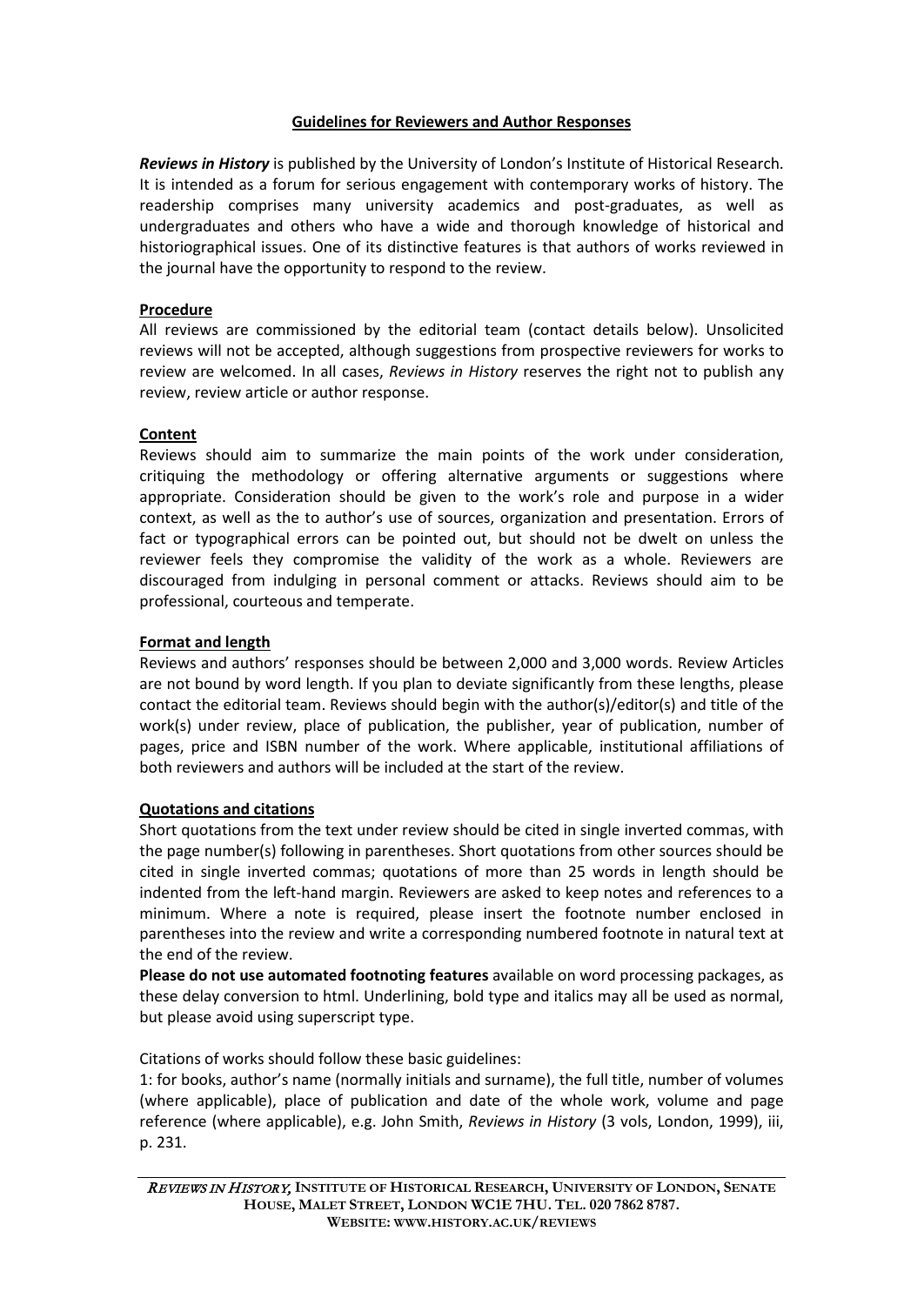## Guidelines for Reviewers and Author Responses

***Reviews in History*** is published by the University of London's Institute of Historical Research. It is intended as a forum for serious engagement with contemporary works of history. The readership comprises many university academics and post-graduates, as well as undergraduates and others who have a wide and thorough knowledge of historical and historiographical issues. One of its distinctive features is that authors of works reviewed in the journal have the opportunity to respond to the review.

### Procedure

All reviews are commissioned by the editorial team (contact details below). Unsolicited reviews will not be accepted, although suggestions from prospective reviewers for works to review are welcomed. In all cases, *Reviews in History* reserves the right not to publish any review, review article or author response.

### Content

Reviews should aim to summarize the main points of the work under consideration, critiquing the methodology or offering alternative arguments or suggestions where appropriate. Consideration should be given to the work's role and purpose in a wider context, as well as the to author's use of sources, organization and presentation. Errors of fact or typographical errors can be pointed out, but should not be dwelt on unless the reviewer feels they compromise the validity of the work as a whole. Reviewers are discouraged from indulging in personal comment or attacks. Reviews should aim to be professional, courteous and temperate.

### Format and length

Reviews and authors' responses should be between 2,000 and 3,000 words. Review Articles are not bound by word length. If you plan to deviate significantly from these lengths, please contact the editorial team. Reviews should begin with the author(s)/editor(s) and title of the work(s) under review, place of publication, the publisher, year of publication, number of pages, price and ISBN number of the work. Where applicable, institutional affiliations of both reviewers and authors will be included at the start of the review.

### Quotations and citations

Short quotations from the text under review should be cited in single inverted commas, with the page number(s) following in parentheses. Short quotations from other sources should be cited in single inverted commas; quotations of more than 25 words in length should be indented from the left-hand margin. Reviewers are asked to keep notes and references to a minimum. Where a note is required, please insert the footnote number enclosed in parentheses into the review and write a corresponding numbered footnote in natural text at the end of the review.

**Please do not use automated footnoting features** available on word processing packages, as these delay conversion to html. Underlining, bold type and italics may all be used as normal, but please avoid using superscript type.

Citations of works should follow these basic guidelines:

1: for books, author's name (normally initials and surname), the full title, number of volumes (where applicable), place of publication and date of the whole work, volume and page reference (where applicable), e.g. John Smith, *Reviews in History* (3 vols, London, 1999), iii, p. 231.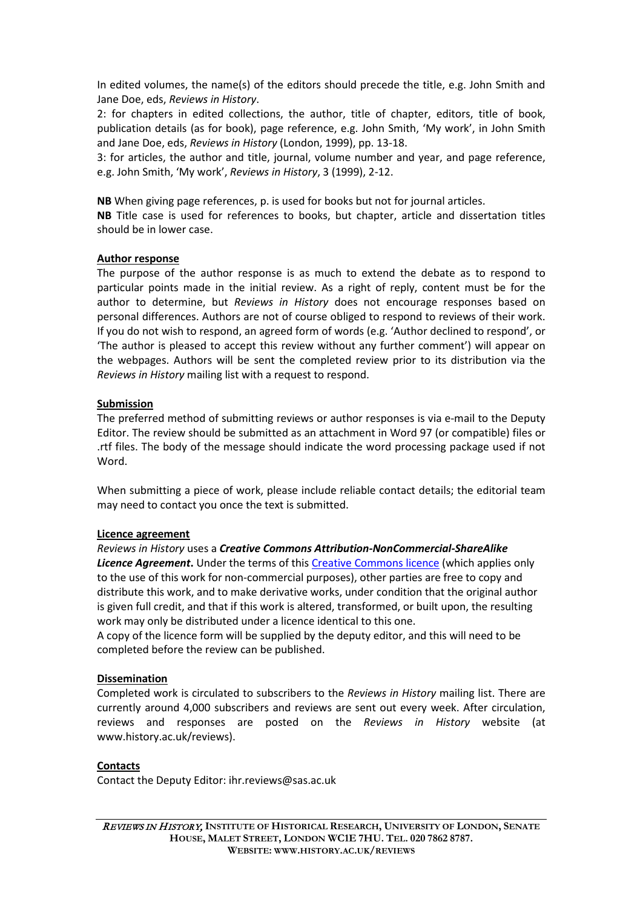In edited volumes, the name(s) of the editors should precede the title, e.g. John Smith and Jane Doe, eds, *Reviews in History*.

2: for chapters in edited collections, the author, title of chapter, editors, title of book, publication details (as for book), page reference, e.g. John Smith, 'My work', in John Smith and Jane Doe, eds, *Reviews in History* (London, 1999), pp. 13-18.

3: for articles, the author and title, journal, volume number and year, and page reference, e.g. John Smith, 'My work', *Reviews in History*, 3 (1999), 2-12.

**NB** When giving page references, p. is used for books but not for journal articles.

**NB** Title case is used for references to books, but chapter, article and dissertation titles should be in lower case.

## Author response

The purpose of the author response is as much to extend the debate as to respond to particular points made in the initial review. As a right of reply, content must be for the author to determine, but *Reviews in History* does not encourage responses based on personal differences. Authors are not of course obliged to respond to reviews of their work. If you do not wish to respond, an agreed form of words (e.g. 'Author declined to respond', or 'The author is pleased to accept this review without any further comment') will appear on the webpages. Authors will be sent the completed review prior to its distribution via the *Reviews in History* mailing list with a request to respond.

## Submission

The preferred method of submitting reviews or author responses is via e-mail to the Deputy Editor. The review should be submitted as an attachment in Word 97 (or compatible) files or .rtf files. The body of the message should indicate the word processing package used if not Word.

When submitting a piece of work, please include reliable contact details; the editorial team may need to contact you once the text is submitted.

## Licence agreement

*Reviews in History* uses a ***Creative Commons Attribution-NonCommercial-ShareAlike Licence Agreement***. Under the terms of this Creative Commons licence (which applies only to the use of this work for non-commercial purposes), other parties are free to copy and distribute this work, and to make derivative works, under condition that the original author is given full credit, and that if this work is altered, transformed, or built upon, the resulting work may only be distributed under a licence identical to this one.

A copy of the licence form will be supplied by the deputy editor, and this will need to be completed before the review can be published.

## Dissemination

Completed work is circulated to subscribers to the *Reviews in History* mailing list. There are currently around 4,000 subscribers and reviews are sent out every week. After circulation, reviews and responses are posted on the *Reviews in History* website (at www.history.ac.uk/reviews).

## Contacts

Contact the Deputy Editor: ihr.reviews@sas.ac.uk